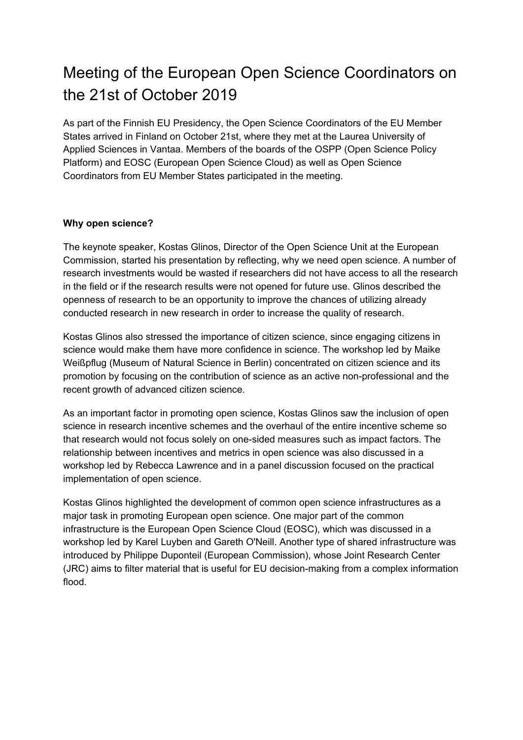# Meeting of the European Open Science Coordinators on the 21st of October 2019

As part of the Finnish EU Presidency, the Open Science Coordinators of the EU Member States arrived in Finland on October 21st, where they met at the Laurea University of Applied Sciences in Vantaa. Members of the boards of the OSPP (Open Science Policy Platform) and EOSC (European Open Science Cloud) as well as Open Science Coordinators from EU Member States participated in the meeting.

**Why open science?**

The keynote speaker, Kostas Glinos, Director of the Open Science Unit at the European Commission, started his presentation by reflecting, why we need open science. A number of research investments would be wasted if researchers did not have access to all the research in the field or if the research results were not opened for future use. Glinos described the openness of research to be an opportunity to improve the chances of utilizing already conducted research in new research in order to increase the quality of research.

Kostas Glinos also stressed the importance of citizen science, since engaging citizens in science would make them have more confidence in science. The workshop led by Maike Weißpflug (Museum of Natural Science in Berlin) concentrated on citizen science and its promotion by focusing on the contribution of science as an active non-professional and the recent growth of advanced citizen science.

As an important factor in promoting open science, Kostas Glinos saw the inclusion of open science in research incentive schemes and the overhaul of the entire incentive scheme so that research would not focus solely on one-sided measures such as impact factors. The relationship between incentives and metrics in open science was also discussed in a workshop led by Rebecca Lawrence and in a panel discussion focused on the practical implementation of open science.

Kostas Glinos highlighted the development of common open science infrastructures as a major task in promoting European open science. One major part of the common infrastructure is the European Open Science Cloud (EOSC), which was discussed in a workshop led by Karel Luyben and Gareth O'Neill. Another type of shared infrastructure was introduced by Philippe Duponteil (European Commission), whose Joint Research Center (JRC) aims to filter material that is useful for EU decision-making from a complex information flood.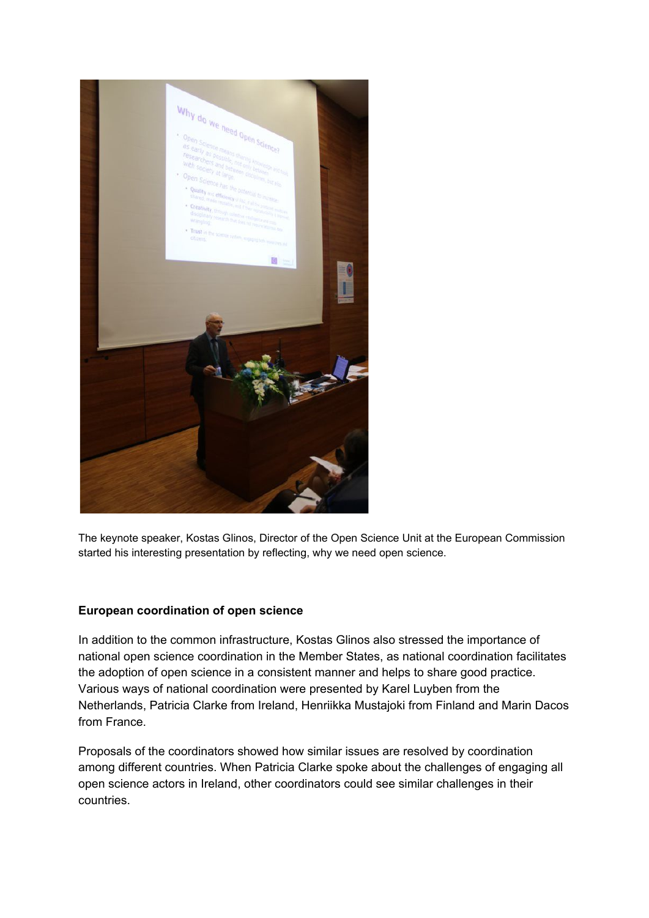The keynote speaker, Kostas Glinos, Director of the Open Science Unit at the European Commission started his interesting presentation by reflecting, why we need open science.

**European coordination of open science**

In addition to the common infrastructure, Kostas Glinos also stressed the importance of national open science coordination in the Member States, as national coordination facilitates the adoption of open science in a consistent manner and helps to share good practice. Various ways of national coordination were presented by Karel Luyben from the Netherlands, Patricia Clarke from Ireland, Henriikka Mustajoki from Finland and Marin Dacos from France.

Proposals of the coordinators showed how similar issues are resolved by coordination among different countries. When Patricia Clarke spoke about the challenges of engaging all open science actors in Ireland, other coordinators could see similar challenges in their countries.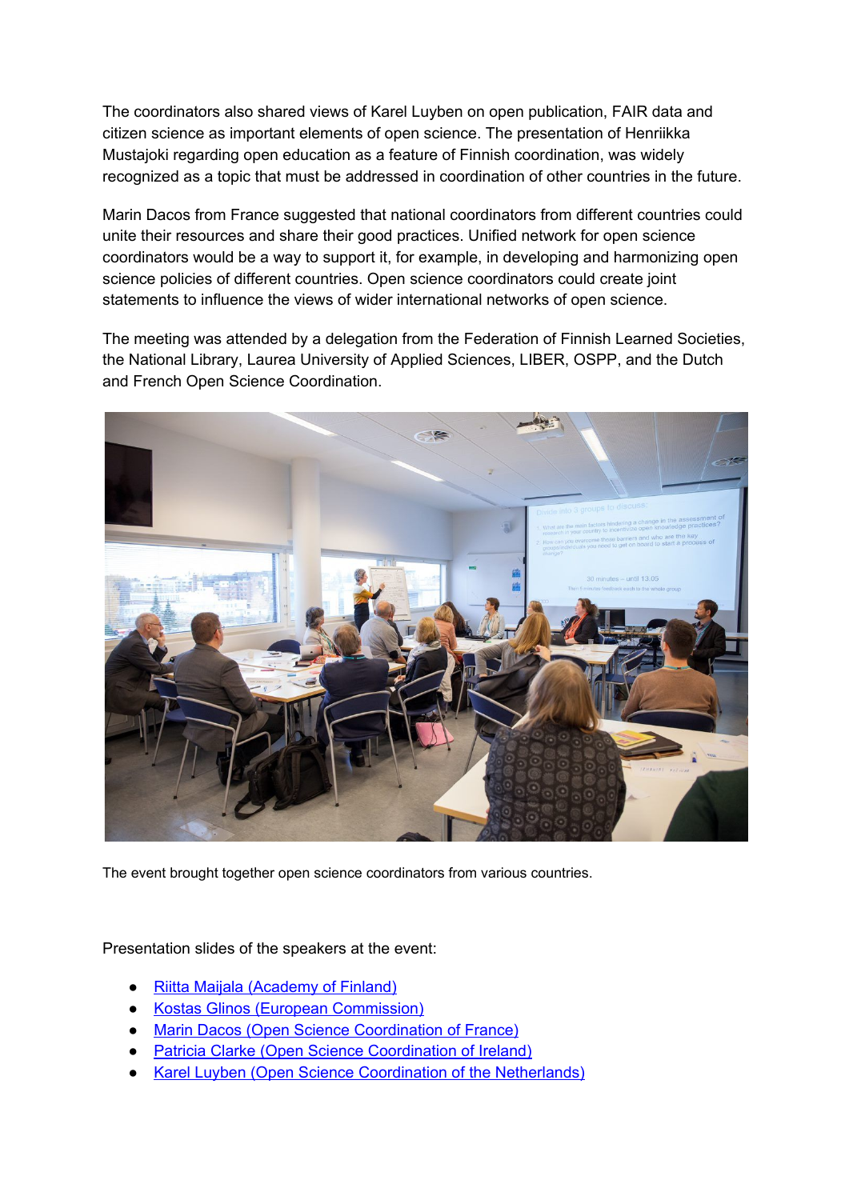The coordinators also shared views of Karel Luyben on open publication, FAIR data and citizen science as important elements of open science. The presentation of Henriikka Mustajoki regarding open education as a feature of Finnish coordination, was widely recognized as a topic that must be addressed in coordination of other countries in the future.

Marin Dacos from France suggested that national coordinators from different countries could unite their resources and share their good practices. Unified network for open science coordinators would be a way to support it, for example, in developing and harmonizing open science policies of different countries. Open science coordinators could create joint statements to influence the views of wider international networks of open science.

The meeting was attended by a delegation from the Federation of Finnish Learned Societies, the National Library, Laurea University of Applied Sciences, LIBER, OSPP, and the Dutch and French Open Science Coordination.

The event brought together open science coordinators from various countries.

Presentation slides of the speakers at the event:

- Riitta Maijala (Academy of Finland)
- Kostas Glinos (European Commission)
- Marin Dacos (Open Science Coordination of France)
- Patricia Clarke (Open Science Coordination of Ireland)
- Karel Luyben (Open Science Coordination of the Netherlands)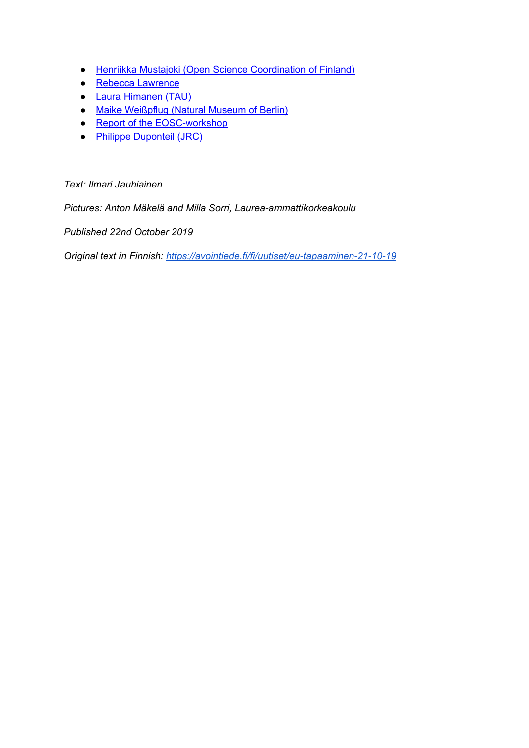- Henriikka Mustajoki (Open Science Coordination of Finland)
- Rebecca Lawrence
- Laura Himanen (TAU)
- Maike Weißpflug (Natural Museum of Berlin)
- Report of the EOSC-workshop
- Philippe Duponteil (JRC)

*Text: Ilmari Jauhiainen*

*Pictures: Anton Mäkelä and Milla Sorri, Laurea-ammattikorkeakoulu*

*Published 22nd October 2019*

*Original text in Finnish: https://avointiede.fi/fi/uutiset/eu-tapaaminen-21-10-19*